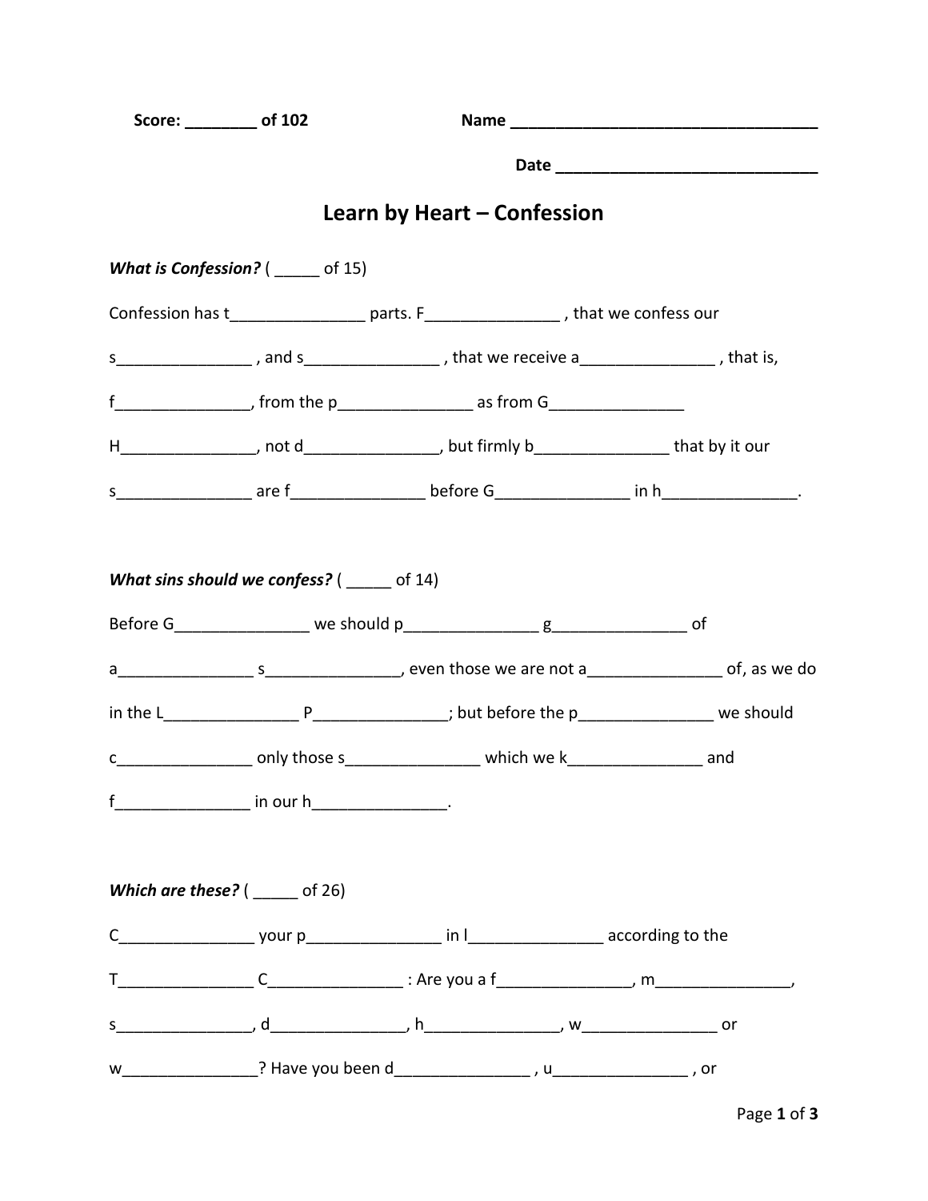**Score: ________ of 102** **Name ___________________________________**

**Date ____________________________**

# Learn by Heart – Confession

***What is Confession?*** ( _____ of 15)

Confession has t_______________ parts. F_______________ , that we confess our s_______________ , and s_______________ , that we receive a_______________ , that is, f_______________, from the p_______________ as from G_______________ H_______________, not d_______________, but firmly b_______________ that by it our s_______________ are f_______________ before G_______________ in h_______________.

***What sins should we confess?*** ( _____ of 14)

Before G_______________ we should p_______________ g_______________ of a_______________ s_______________, even those we are not a_______________ of, as we do in the L_______________ P_______________; but before the p_______________ we should c_______________ only those s_______________ which we k_______________ and f_______________ in our h_______________.

***Which are these?*** ( _____ of 26)

C_______________ your p_______________ in l_______________ according to the T_______________ C_______________ : Are you a f_______________, m_______________, s_______________, d_______________, h_______________, w_______________ or w_______________? Have you been d_______________ , u_______________ , or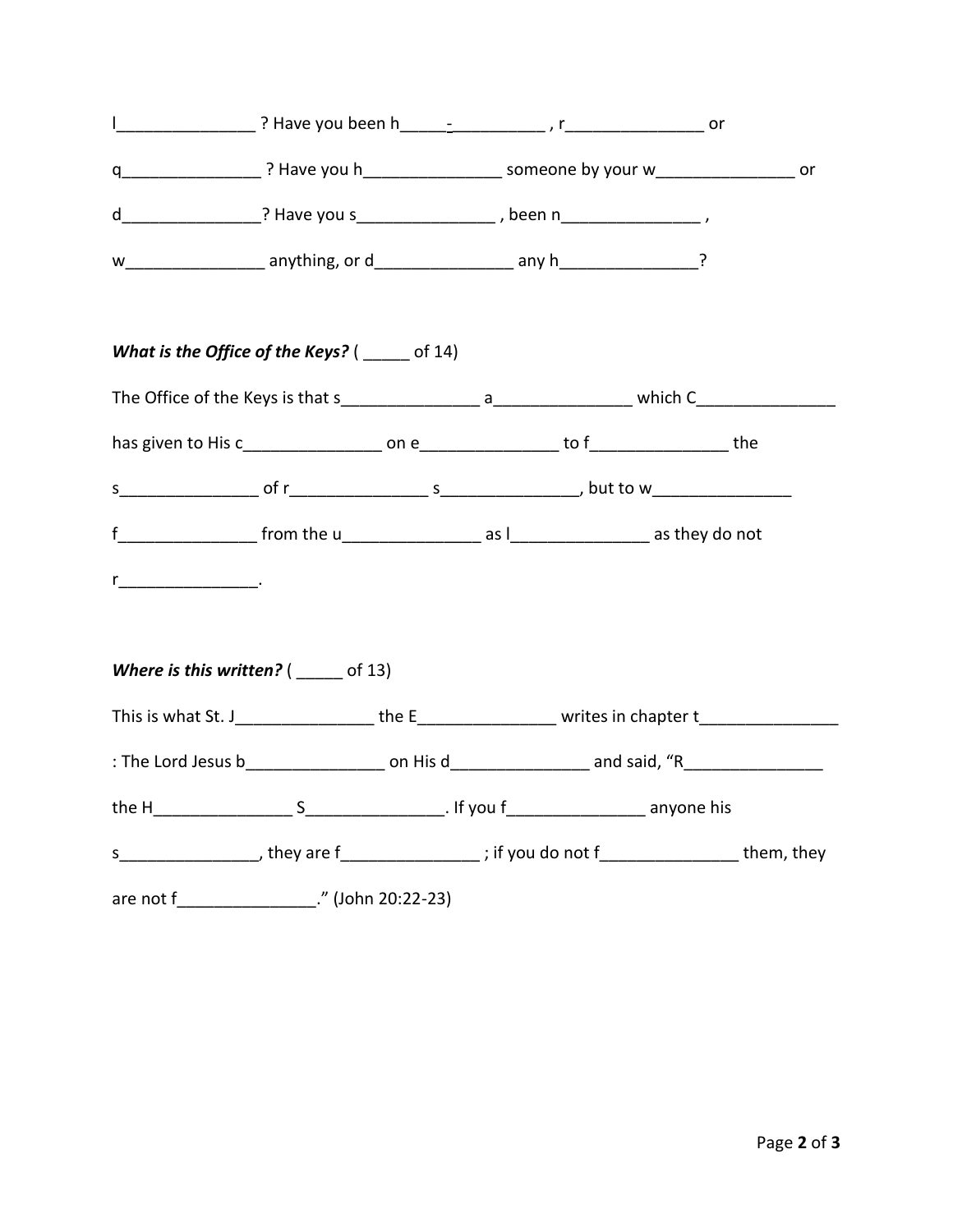l_______________ ? Have you been h_____-__________ , r_______________ or

q_______________ ? Have you h_______________ someone by your w_______________ or

d_______________? Have you s_______________ , been n_______________ ,

w_______________ anything, or d_______________ any h_______________?

***What is the Office of the Keys?*** ( _____ of 14)

The Office of the Keys is that s_______________ a_______________ which C_______________

has given to His c_______________ on e_______________ to f_______________ the

s_______________ of r_______________ s_______________, but to w_______________

f_______________ from the u_______________ as l_______________ as they do not

r_______________.

***Where is this written?*** ( _____ of 13)

This is what St. J_______________ the E_______________ writes in chapter t_______________

: The Lord Jesus b_______________ on His d_______________ and said, "R_______________

the H_______________ S_______________. If you f_______________ anyone his

s_______________, they are f_______________ ; if you do not f_______________ them, they

are not f_______________." (John 20:22-23)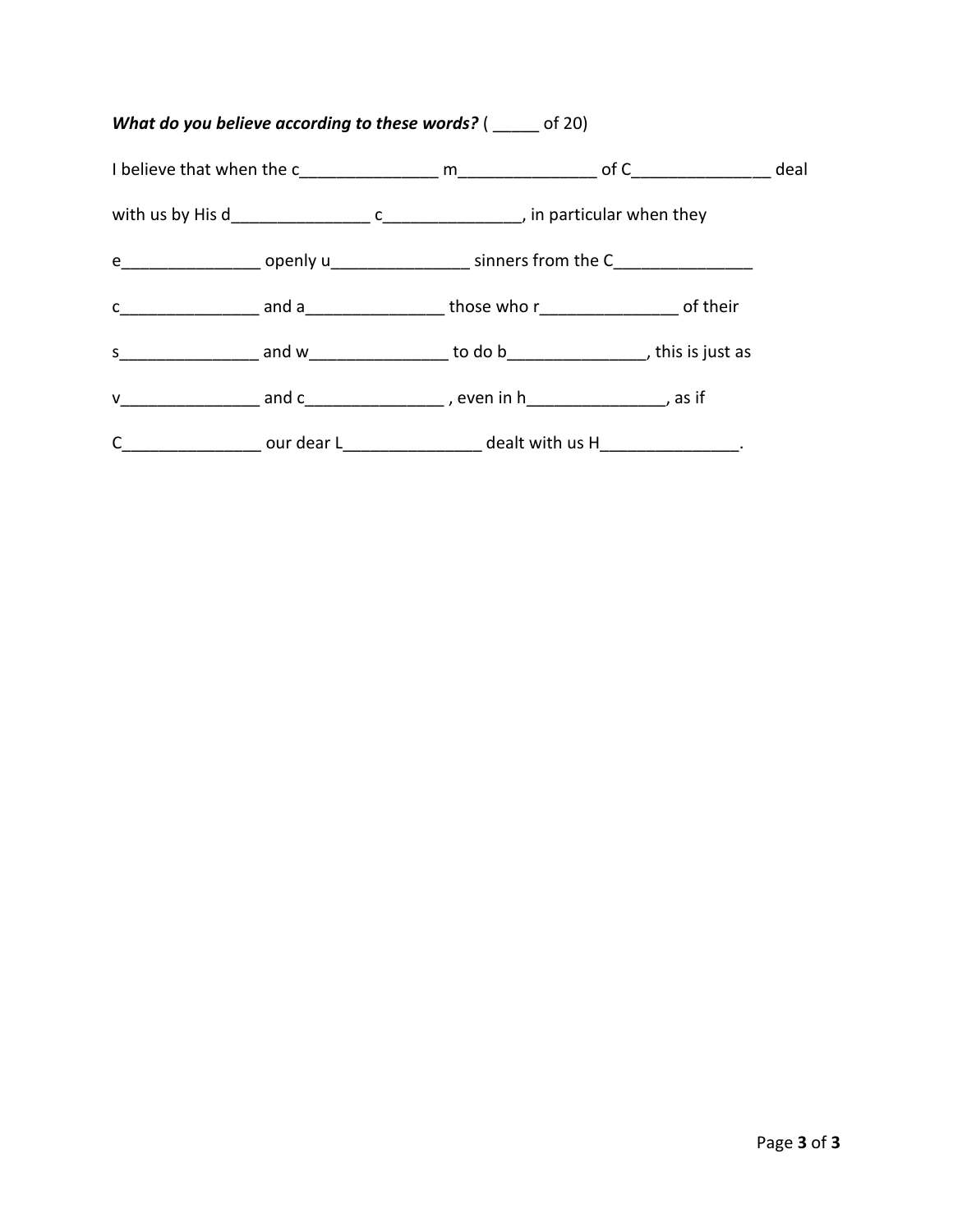***What do you believe according to these words?*** ( _____ of 20)

I believe that when the c_______________ m_______________ of C_______________ deal with us by His d_______________ c_______________, in particular when they e_______________ openly u_______________ sinners from the C_______________ c_______________ and a_______________ those who r_______________ of their s_______________ and w_______________ to do b_______________, this is just as v_______________ and c_______________ , even in h_______________, as if C_______________ our dear L_______________ dealt with us H_______________.